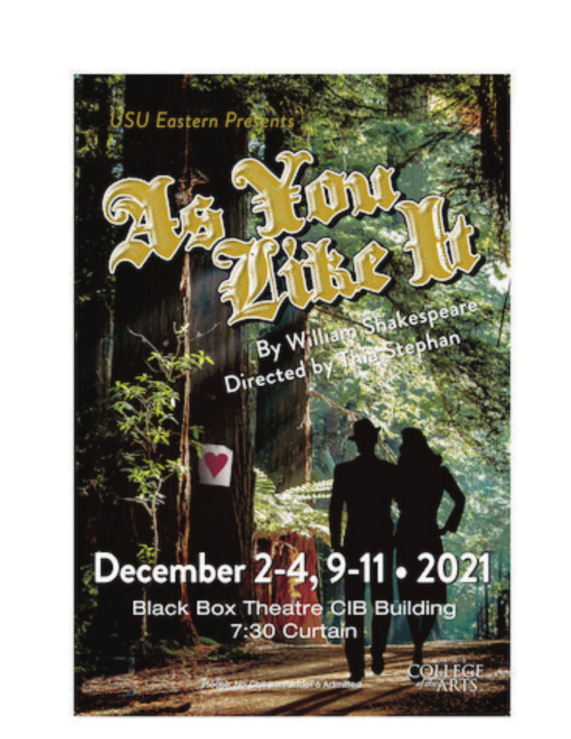USU Eastern Presents

# As You Like It

By William Shakespeare

Directed by Tina Stephan

## December 2-4, 9-11 • 2021

Black Box Theatre CIB Building

7:30 Curtain

Notice: No Children under 6 Admitted

COLLEGE of the ARTS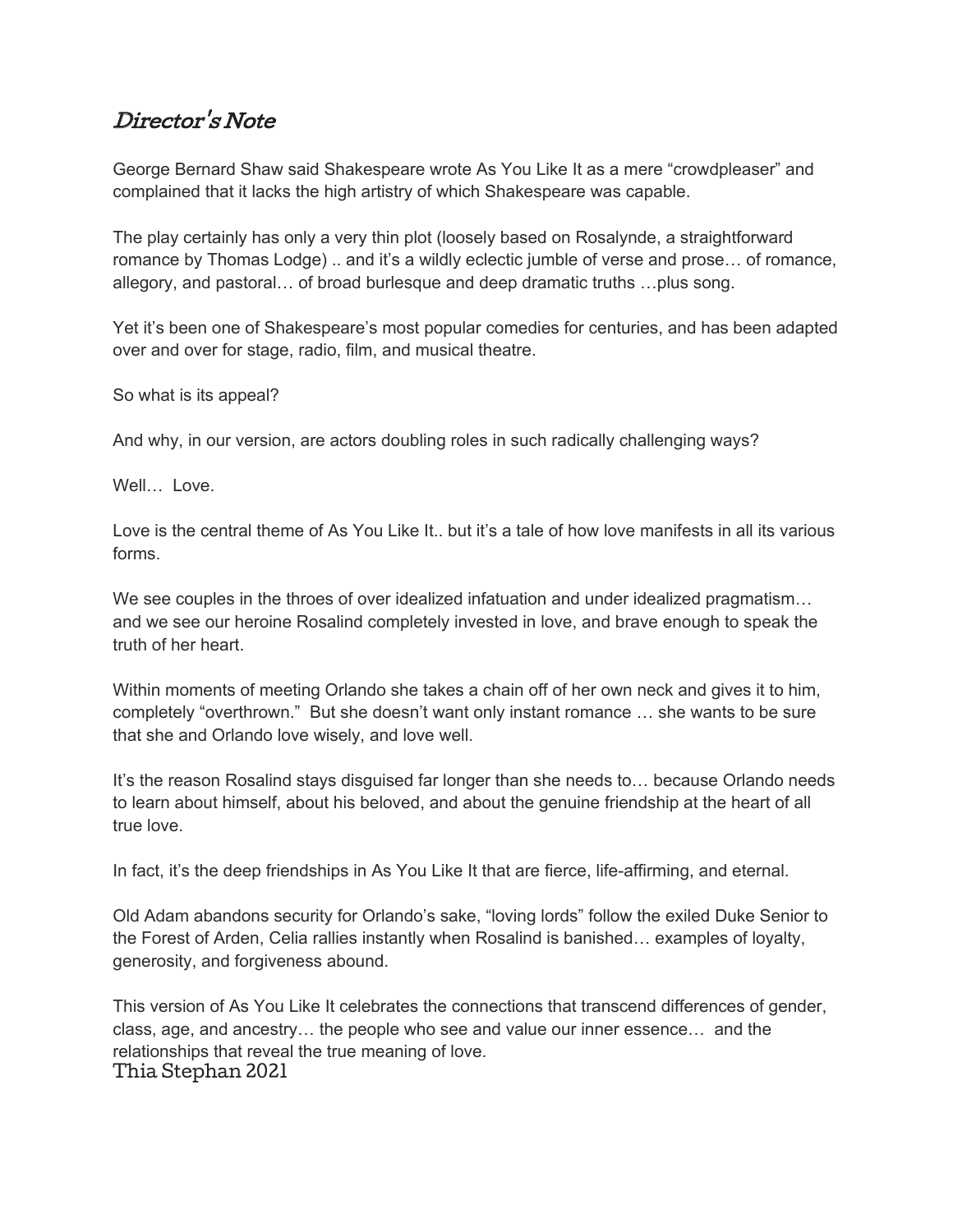# *Director's Note*

George Bernard Shaw said Shakespeare wrote As You Like It as a mere "crowdpleaser" and complained that it lacks the high artistry of which Shakespeare was capable.

The play certainly has only a very thin plot (loosely based on Rosalynde, a straightforward romance by Thomas Lodge) .. and it's a wildly eclectic jumble of verse and prose… of romance, allegory, and pastoral… of broad burlesque and deep dramatic truths …plus song.

Yet it's been one of Shakespeare's most popular comedies for centuries, and has been adapted over and over for stage, radio, film, and musical theatre.

So what is its appeal?

And why, in our version, are actors doubling roles in such radically challenging ways?

Well… Love.

Love is the central theme of As You Like It.. but it's a tale of how love manifests in all its various forms.

We see couples in the throes of over idealized infatuation and under idealized pragmatism… and we see our heroine Rosalind completely invested in love, and brave enough to speak the truth of her heart.

Within moments of meeting Orlando she takes a chain off of her own neck and gives it to him, completely "overthrown." But she doesn't want only instant romance … she wants to be sure that she and Orlando love wisely, and love well.

It's the reason Rosalind stays disguised far longer than she needs to… because Orlando needs to learn about himself, about his beloved, and about the genuine friendship at the heart of all true love.

In fact, it's the deep friendships in As You Like It that are fierce, life-affirming, and eternal.

Old Adam abandons security for Orlando's sake, "loving lords" follow the exiled Duke Senior to the Forest of Arden, Celia rallies instantly when Rosalind is banished… examples of loyalty, generosity, and forgiveness abound.

This version of As You Like It celebrates the connections that transcend differences of gender, class, age, and ancestry… the people who see and value our inner essence… and the relationships that reveal the true meaning of love.

Thia Stephan 2021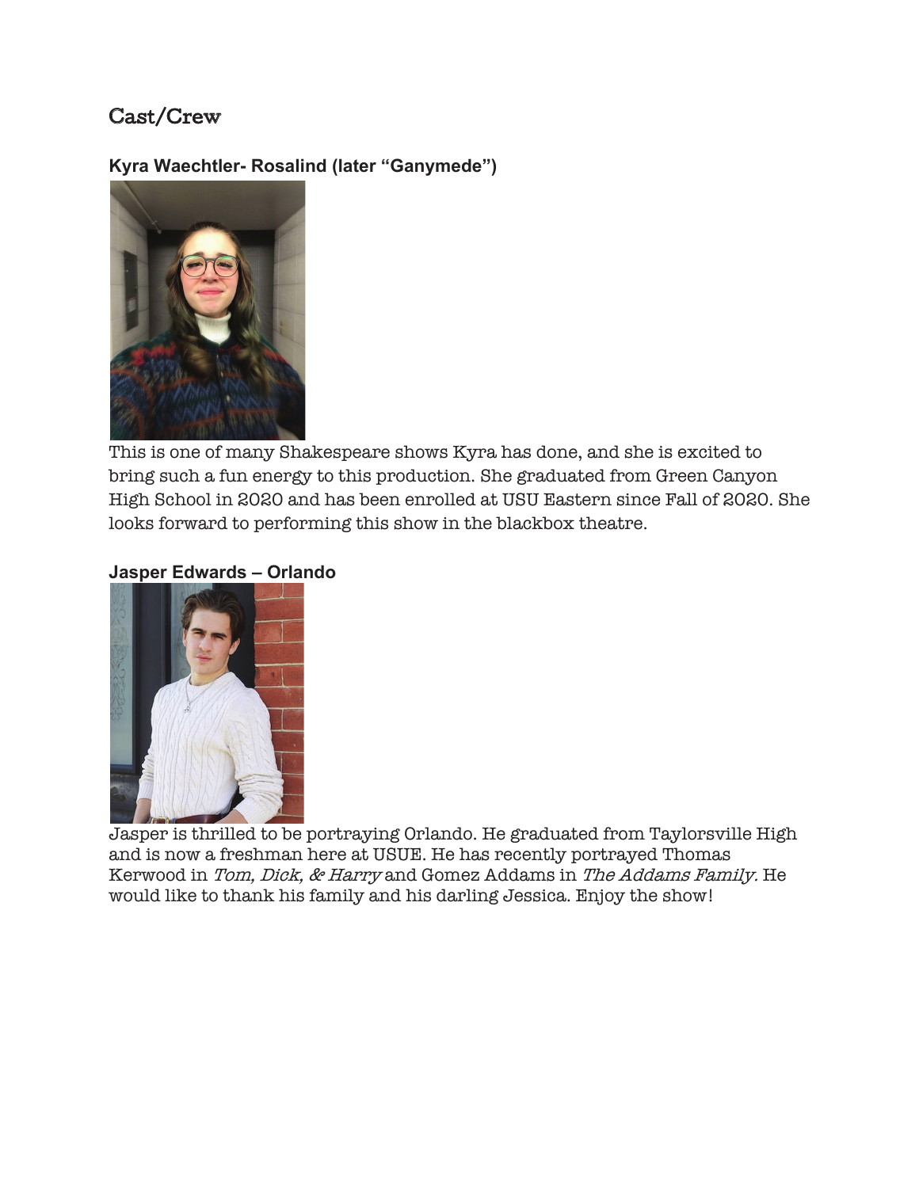## Cast/Crew

### Kyra Waechtler- Rosalind (later "Ganymede")

This is one of many Shakespeare shows Kyra has done, and she is excited to bring such a fun energy to this production. She graduated from Green Canyon High School in 2020 and has been enrolled at USU Eastern since Fall of 2020. She looks forward to performing this show in the blackbox theatre.

### Jasper Edwards – Orlando

Jasper is thrilled to be portraying Orlando. He graduated from Taylorsville High and is now a freshman here at USUE. He has recently portrayed Thomas Kerwood in *Tom, Dick, & Harry* and Gomez Addams in *The Addams Family.* He would like to thank his family and his darling Jessica. Enjoy the show!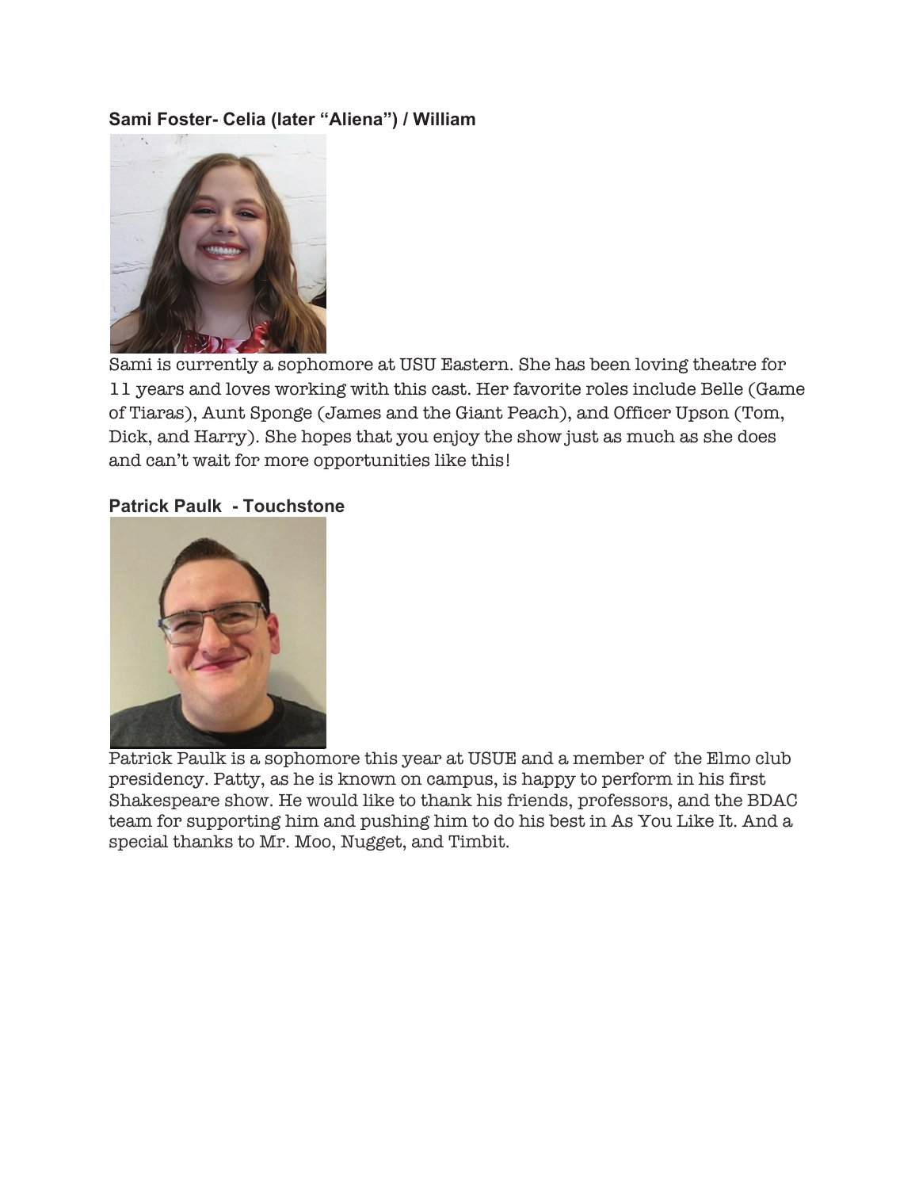**Sami Foster- Celia (later "Aliena") / William**

Sami is currently a sophomore at USU Eastern. She has been loving theatre for 11 years and loves working with this cast. Her favorite roles include Belle (Game of Tiaras), Aunt Sponge (James and the Giant Peach), and Officer Upson (Tom, Dick, and Harry). She hopes that you enjoy the show just as much as she does and can't wait for more opportunities like this!

**Patrick Paulk - Touchstone**

Patrick Paulk is a sophomore this year at USUE and a member of the Elmo club presidency. Patty, as he is known on campus, is happy to perform in his first Shakespeare show. He would like to thank his friends, professors, and the BDAC team for supporting him and pushing him to do his best in As You Like It. And a special thanks to Mr. Moo, Nugget, and Timbit.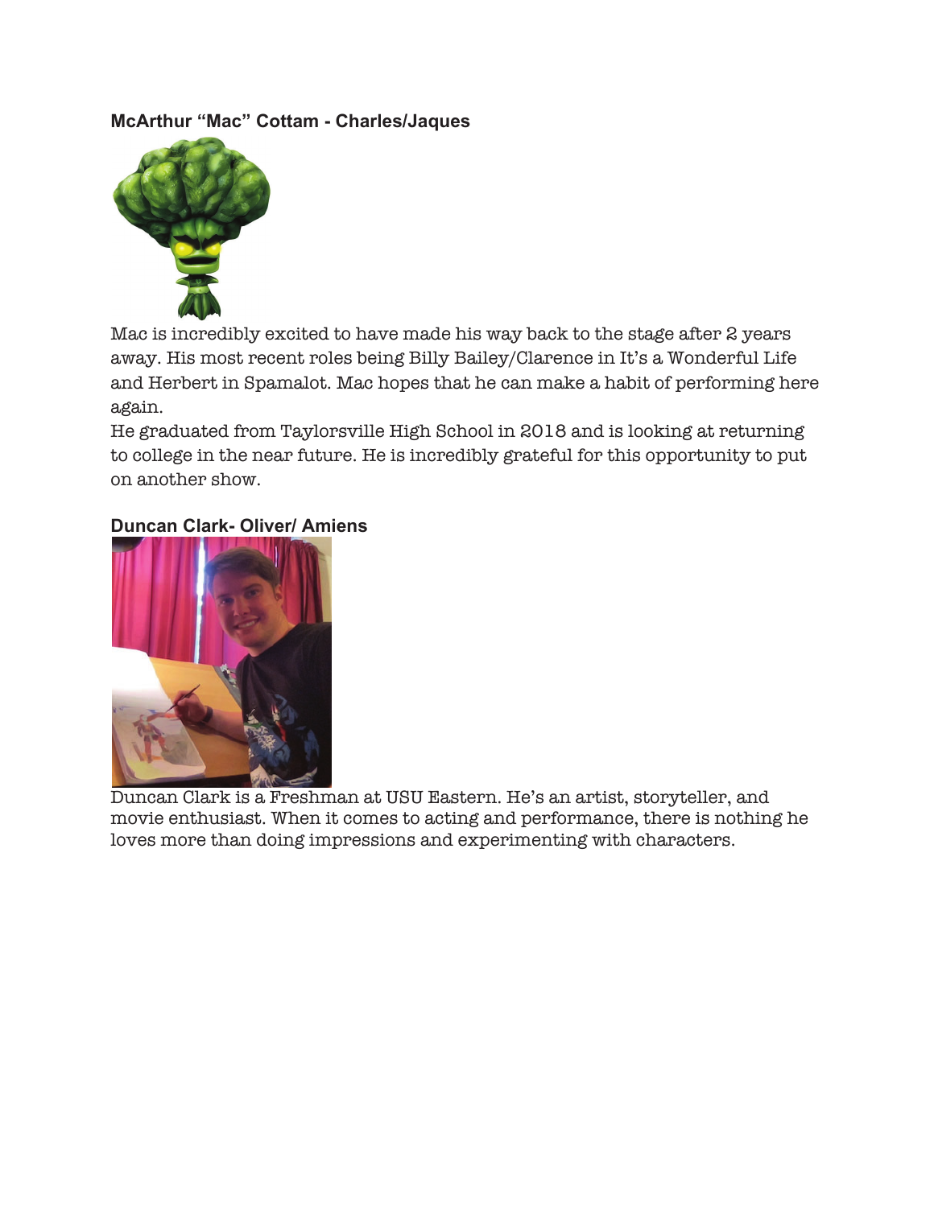**McArthur "Mac" Cottam - Charles/Jaques**

Mac is incredibly excited to have made his way back to the stage after 2 years away. His most recent roles being Billy Bailey/Clarence in It's a Wonderful Life and Herbert in Spamalot. Mac hopes that he can make a habit of performing here again.

He graduated from Taylorsville High School in 2018 and is looking at returning to college in the near future. He is incredibly grateful for this opportunity to put on another show.

**Duncan Clark- Oliver/ Amiens**

Duncan Clark is a Freshman at USU Eastern. He's an artist, storyteller, and movie enthusiast. When it comes to acting and performance, there is nothing he loves more than doing impressions and experimenting with characters.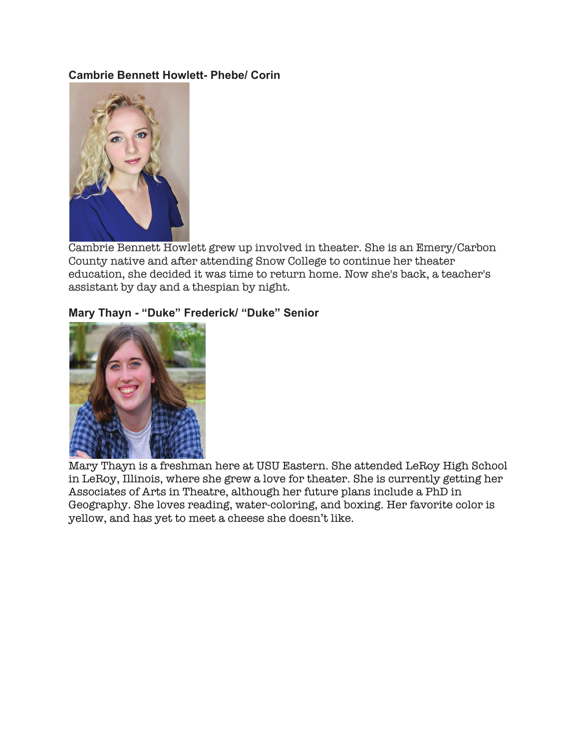**Cambrie Bennett Howlett- Phebe/ Corin**

Cambrie Bennett Howlett grew up involved in theater. She is an Emery/Carbon County native and after attending Snow College to continue her theater education, she decided it was time to return home. Now she's back, a teacher's assistant by day and a thespian by night.

**Mary Thayn - "Duke" Frederick/ "Duke" Senior**

Mary Thayn is a freshman here at USU Eastern. She attended LeRoy High School in LeRoy, Illinois, where she grew a love for theater. She is currently getting her Associates of Arts in Theatre, although her future plans include a PhD in Geography. She loves reading, water-coloring, and boxing. Her favorite color is yellow, and has yet to meet a cheese she doesn't like.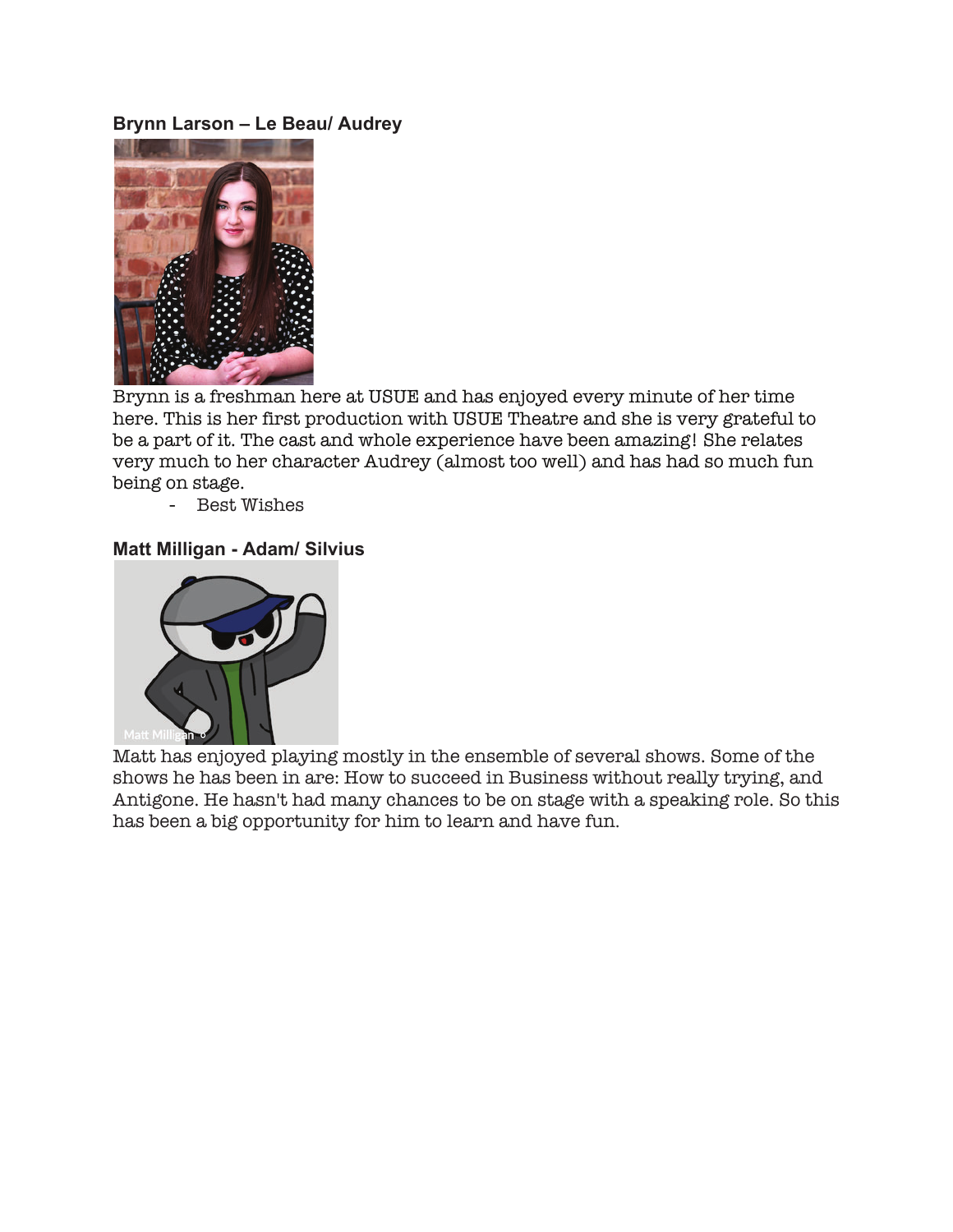**Brynn Larson – Le Beau/ Audrey**

Brynn is a freshman here at USUE and has enjoyed every minute of her time here. This is her first production with USUE Theatre and she is very grateful to be a part of it. The cast and whole experience have been amazing! She relates very much to her character Audrey (almost too well) and has had so much fun being on stage.

- Best Wishes

**Matt Milligan - Adam/ Silvius**

Matt has enjoyed playing mostly in the ensemble of several shows. Some of the shows he has been in are: How to succeed in Business without really trying, and Antigone. He hasn't had many chances to be on stage with a speaking role. So this has been a big opportunity for him to learn and have fun.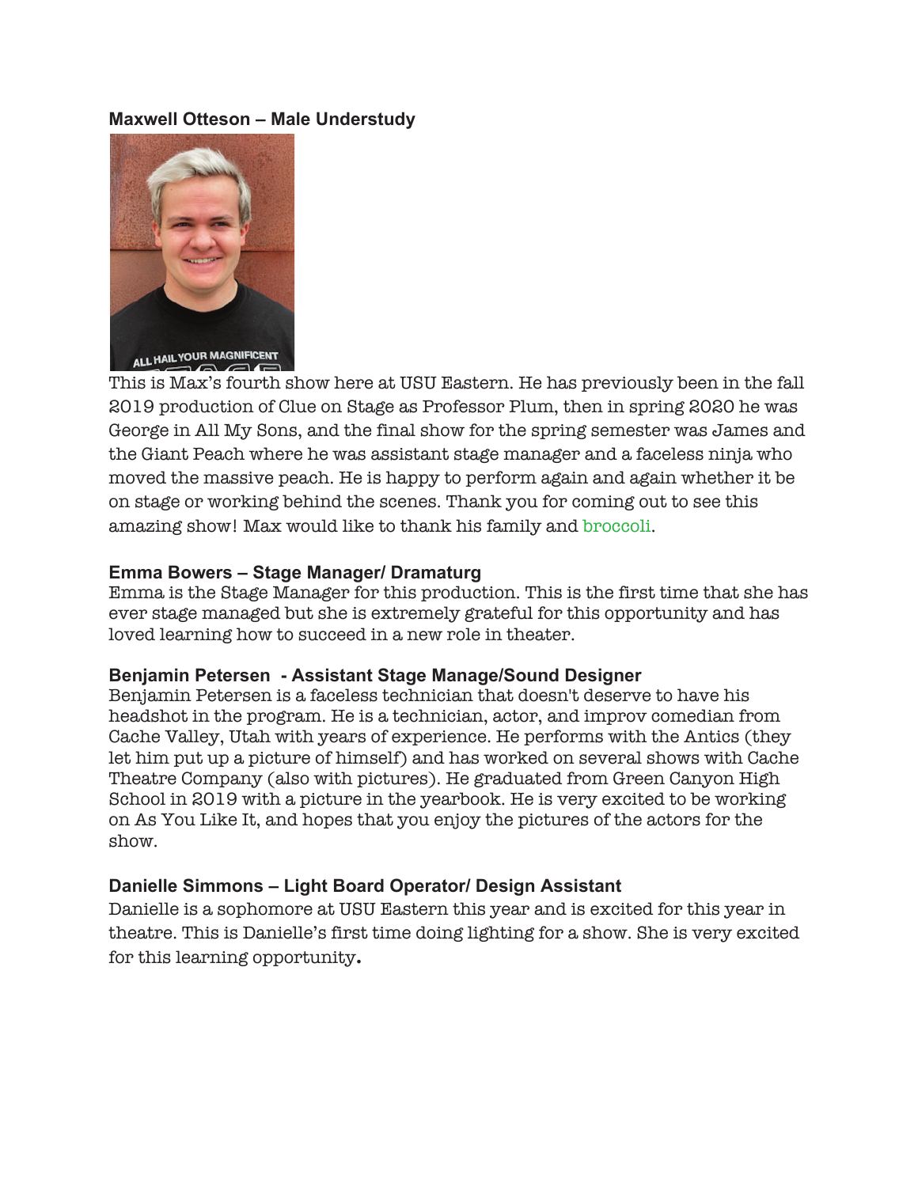**Maxwell Otteson – Male Understudy**

This is Max's fourth show here at USU Eastern. He has previously been in the fall 2019 production of Clue on Stage as Professor Plum, then in spring 2020 he was George in All My Sons, and the final show for the spring semester was James and the Giant Peach where he was assistant stage manager and a faceless ninja who moved the massive peach. He is happy to perform again and again whether it be on stage or working behind the scenes. Thank you for coming out to see this amazing show! Max would like to thank his family and broccoli.

**Emma Bowers – Stage Manager/ Dramaturg**

Emma is the Stage Manager for this production. This is the first time that she has ever stage managed but she is extremely grateful for this opportunity and has loved learning how to succeed in a new role in theater.

**Benjamin Petersen - Assistant Stage Manage/Sound Designer**

Benjamin Petersen is a faceless technician that doesn't deserve to have his headshot in the program. He is a technician, actor, and improv comedian from Cache Valley, Utah with years of experience. He performs with the Antics (they let him put up a picture of himself) and has worked on several shows with Cache Theatre Company (also with pictures). He graduated from Green Canyon High School in 2019 with a picture in the yearbook. He is very excited to be working on As You Like It, and hopes that you enjoy the pictures of the actors for the show.

**Danielle Simmons – Light Board Operator/ Design Assistant**

Danielle is a sophomore at USU Eastern this year and is excited for this year in theatre. This is Danielle's first time doing lighting for a show. She is very excited for this learning opportunity.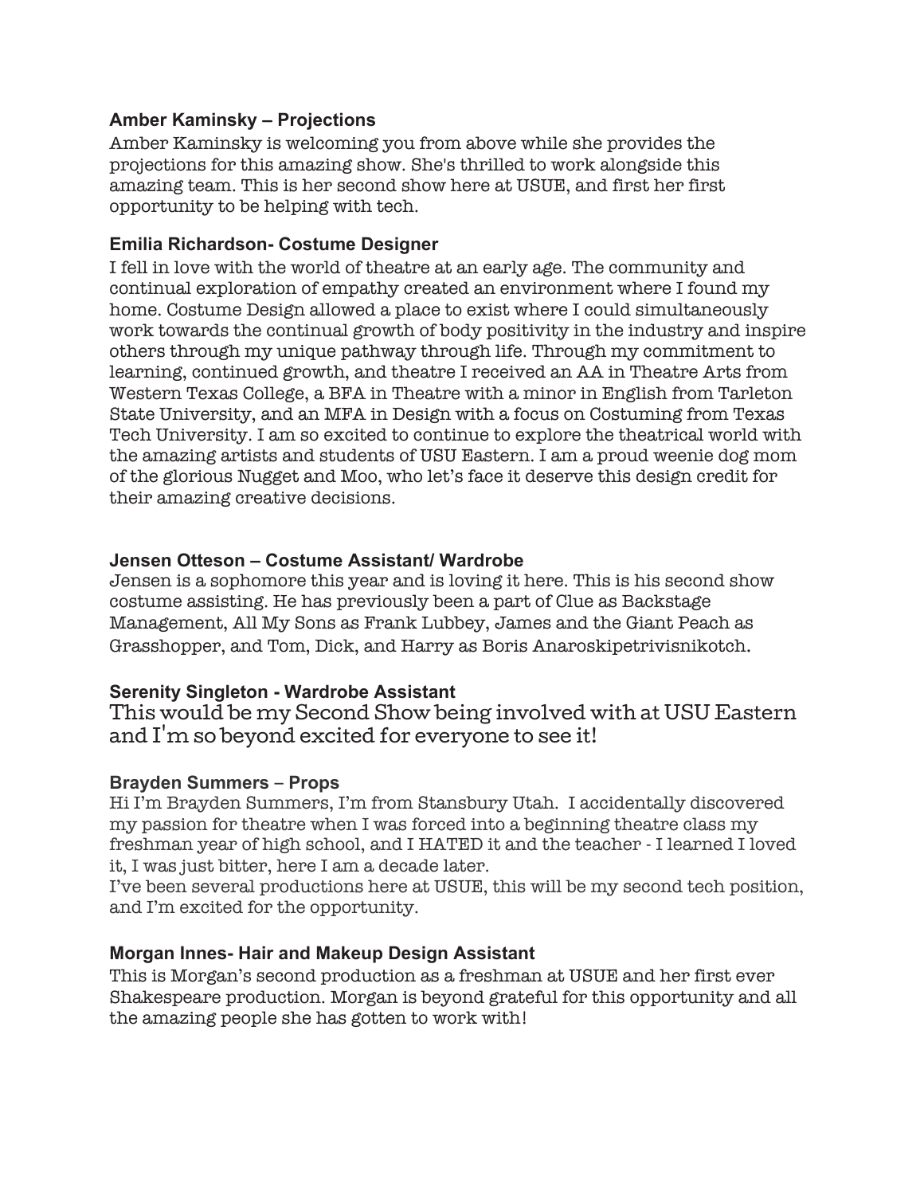### Amber Kaminsky – Projections

Amber Kaminsky is welcoming you from above while she provides the projections for this amazing show. She's thrilled to work alongside this amazing team. This is her second show here at USUE, and first her first opportunity to be helping with tech.

### Emilia Richardson- Costume Designer

I fell in love with the world of theatre at an early age. The community and continual exploration of empathy created an environment where I found my home. Costume Design allowed a place to exist where I could simultaneously work towards the continual growth of body positivity in the industry and inspire others through my unique pathway through life. Through my commitment to learning, continued growth, and theatre I received an AA in Theatre Arts from Western Texas College, a BFA in Theatre with a minor in English from Tarleton State University, and an MFA in Design with a focus on Costuming from Texas Tech University. I am so excited to continue to explore the theatrical world with the amazing artists and students of USU Eastern. I am a proud weenie dog mom of the glorious Nugget and Moo, who let's face it deserve this design credit for their amazing creative decisions.

### Jensen Otteson – Costume Assistant/ Wardrobe

Jensen is a sophomore this year and is loving it here. This is his second show costume assisting. He has previously been a part of Clue as Backstage Management, All My Sons as Frank Lubbey, James and the Giant Peach as Grasshopper, and Tom, Dick, and Harry as Boris Anaroskipetrivisnikotch.

### Serenity Singleton - Wardrobe Assistant

This would be my Second Show being involved with at USU Eastern and I'm so beyond excited for everyone to see it!

### Brayden Summers – Props

Hi I'm Brayden Summers, I'm from Stansbury Utah. I accidentally discovered my passion for theatre when I was forced into a beginning theatre class my freshman year of high school, and I HATED it and the teacher - I learned I loved it, I was just bitter, here I am a decade later.
I've been several productions here at USUE, this will be my second tech position, and I'm excited for the opportunity.

### Morgan Innes- Hair and Makeup Design Assistant

This is Morgan's second production as a freshman at USUE and her first ever Shakespeare production. Morgan is beyond grateful for this opportunity and all the amazing people she has gotten to work with!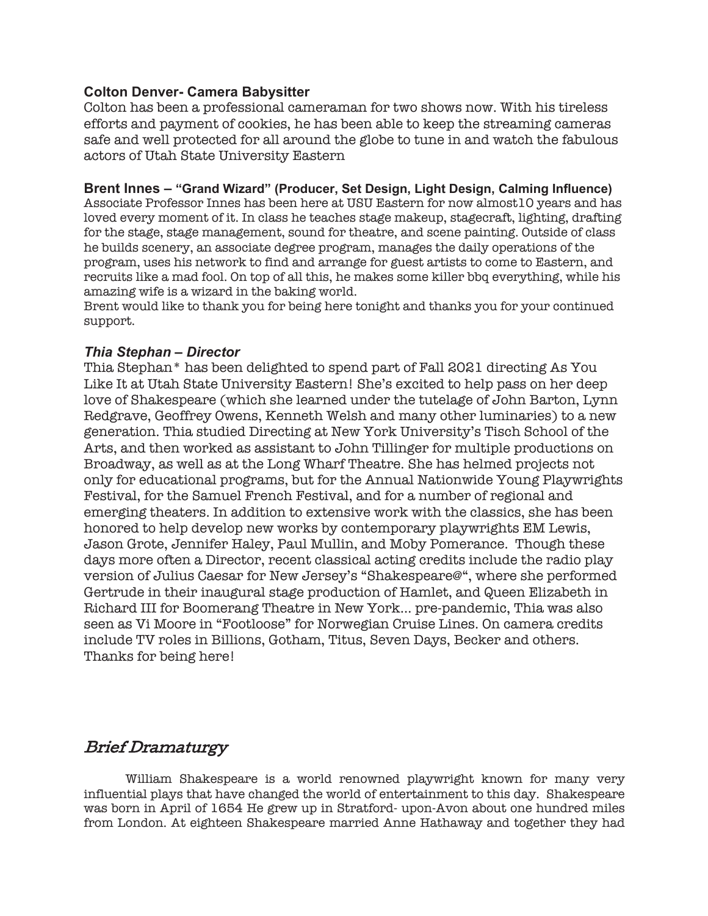**Colton Denver- Camera Babysitter**

Colton has been a professional cameraman for two shows now. With his tireless efforts and payment of cookies, he has been able to keep the streaming cameras safe and well protected for all around the globe to tune in and watch the fabulous actors of Utah State University Eastern

**Brent Innes – "Grand Wizard" (Producer, Set Design, Light Design, Calming Influence)**

Associate Professor Innes has been here at USU Eastern for now almost10 years and has loved every moment of it. In class he teaches stage makeup, stagecraft, lighting, drafting for the stage, stage management, sound for theatre, and scene painting. Outside of class he builds scenery, an associate degree program, manages the daily operations of the program, uses his network to find and arrange for guest artists to come to Eastern, and recruits like a mad fool. On top of all this, he makes some killer bbq everything, while his amazing wife is a wizard in the baking world.

Brent would like to thank you for being here tonight and thanks you for your continued support.

***Thia Stephan – Director***

Thia Stephan* has been delighted to spend part of Fall 2021 directing As You Like It at Utah State University Eastern! She's excited to help pass on her deep love of Shakespeare (which she learned under the tutelage of John Barton, Lynn Redgrave, Geoffrey Owens, Kenneth Welsh and many other luminaries) to a new generation. Thia studied Directing at New York University's Tisch School of the Arts, and then worked as assistant to John Tillinger for multiple productions on Broadway, as well as at the Long Wharf Theatre. She has helmed projects not only for educational programs, but for the Annual Nationwide Young Playwrights Festival, for the Samuel French Festival, and for a number of regional and emerging theaters. In addition to extensive work with the classics, she has been honored to help develop new works by contemporary playwrights EM Lewis, Jason Grote, Jennifer Haley, Paul Mullin, and Moby Pomerance. Though these days more often a Director, recent classical acting credits include the radio play version of Julius Caesar for New Jersey's "Shakespeare@", where she performed Gertrude in their inaugural stage production of Hamlet, and Queen Elizabeth in Richard III for Boomerang Theatre in New York... pre-pandemic, Thia was also seen as Vi Moore in "Footloose" for Norwegian Cruise Lines. On camera credits include TV roles in Billions, Gotham, Titus, Seven Days, Becker and others. Thanks for being here!

## *Brief Dramaturgy*

William Shakespeare is a world renowned playwright known for many very influential plays that have changed the world of entertainment to this day. Shakespeare was born in April of 1654 He grew up in Stratford- upon-Avon about one hundred miles from London. At eighteen Shakespeare married Anne Hathaway and together they had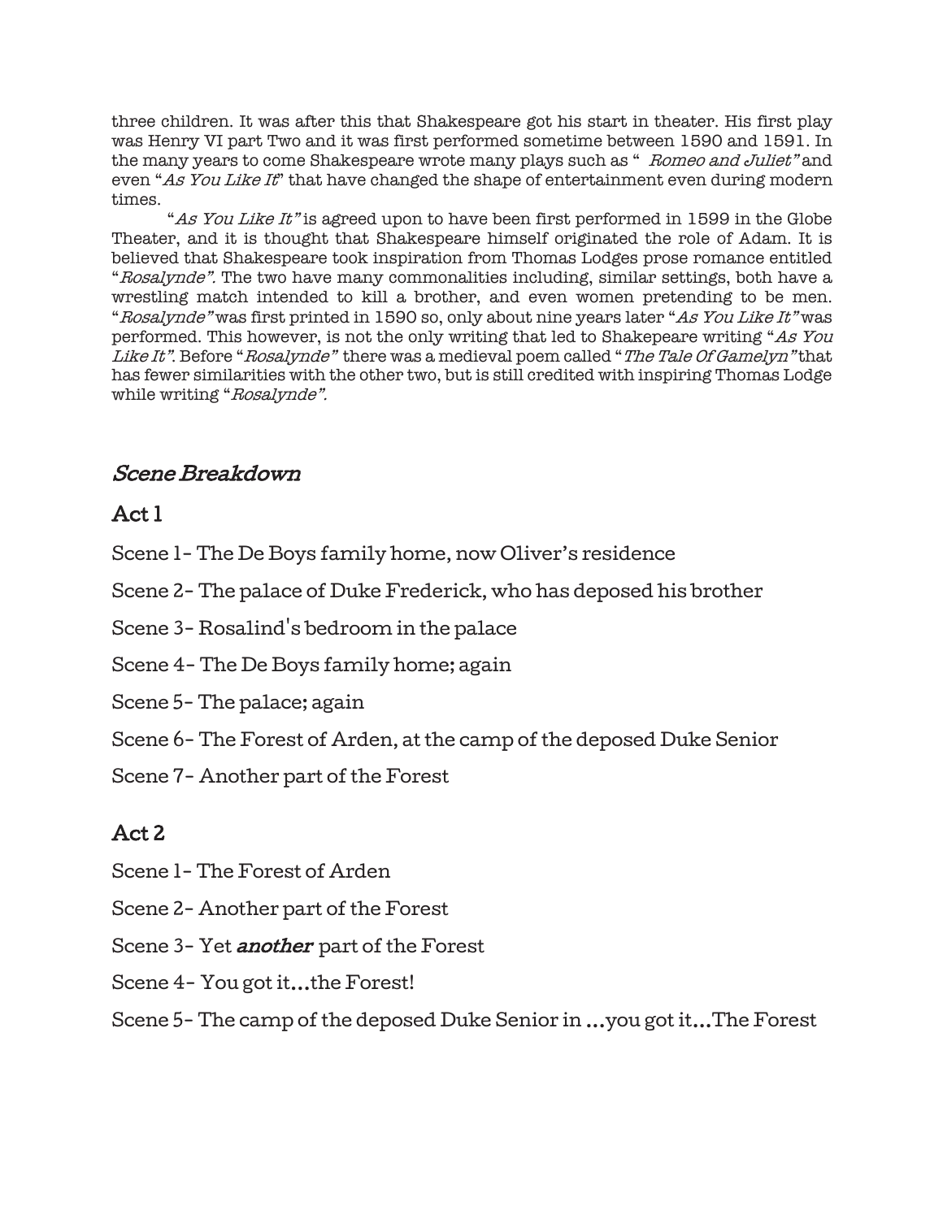three children. It was after this that Shakespeare got his start in theater. His first play was Henry VI part Two and it was first performed sometime between 1590 and 1591. In the many years to come Shakespeare wrote many plays such as " *Romeo and Juliet"* and even "*As You Like It*" that have changed the shape of entertainment even during modern times.

"*As You Like It"* is agreed upon to have been first performed in 1599 in the Globe Theater, and it is thought that Shakespeare himself originated the role of Adam. It is believed that Shakespeare took inspiration from Thomas Lodges prose romance entitled "*Rosalynde".* The two have many commonalities including, similar settings, both have a wrestling match intended to kill a brother, and even women pretending to be men. "*Rosalynde"* was first printed in 1590 so, only about nine years later "*As You Like It"* was performed. This however, is not the only writing that led to Shakepeare writing "*As You Like It"*. Before "*Rosalynde"* there was a medieval poem called "*The Tale Of Gamelyn"* that has fewer similarities with the other two, but is still credited with inspiring Thomas Lodge while writing "*Rosalynde".*

## *Scene Breakdown*

### Act 1

Scene 1- The De Boys family home, now Oliver's residence

Scene 2- The palace of Duke Frederick, who has deposed his brother

Scene 3- Rosalind's bedroom in the palace

Scene 4- The De Boys family home; again

Scene 5- The palace; again

Scene 6- The Forest of Arden, at the camp of the deposed Duke Senior

Scene 7- Another part of the Forest

### Act 2

Scene 1- The Forest of Arden

Scene 2- Another part of the Forest

Scene 3- Yet ***another*** part of the Forest

Scene 4- You got it...the Forest!

Scene 5- The camp of the deposed Duke Senior in ...you got it...The Forest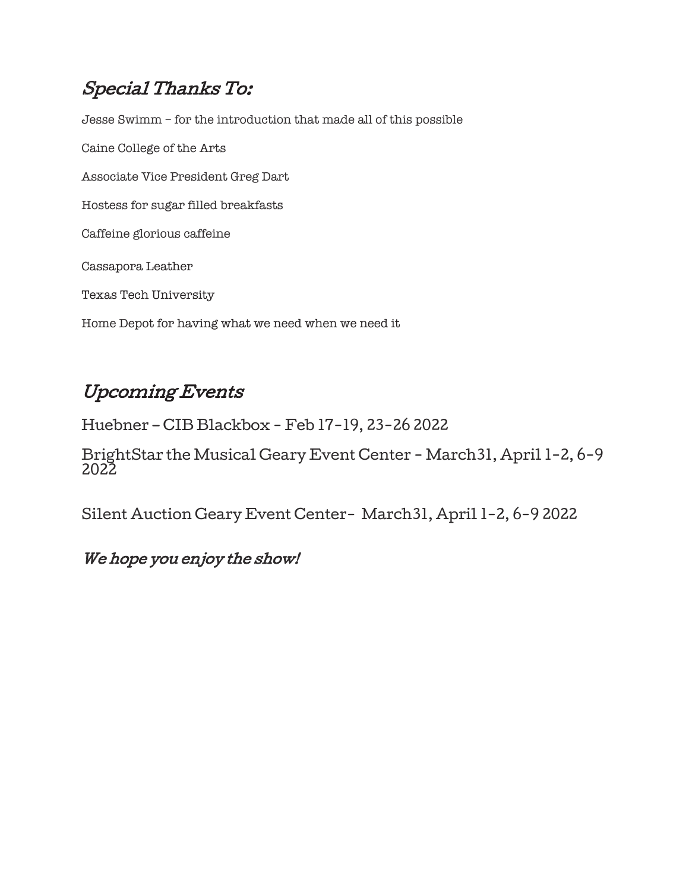## *Special Thanks To:*

Jesse Swimm – for the introduction that made all of this possible

Caine College of the Arts

Associate Vice President Greg Dart

Hostess for sugar filled breakfasts

Caffeine glorious caffeine

Cassapora Leather

Texas Tech University

Home Depot for having what we need when we need it

## *Upcoming Events*

Huebner – CIB Blackbox - Feb 17-19, 23-26 2022

BrightStar the Musical Geary Event Center - March31, April 1-2, 6-9 2022

Silent Auction Geary Event Center- March31, April 1-2, 6-9 2022

***We hope you enjoy the show!***